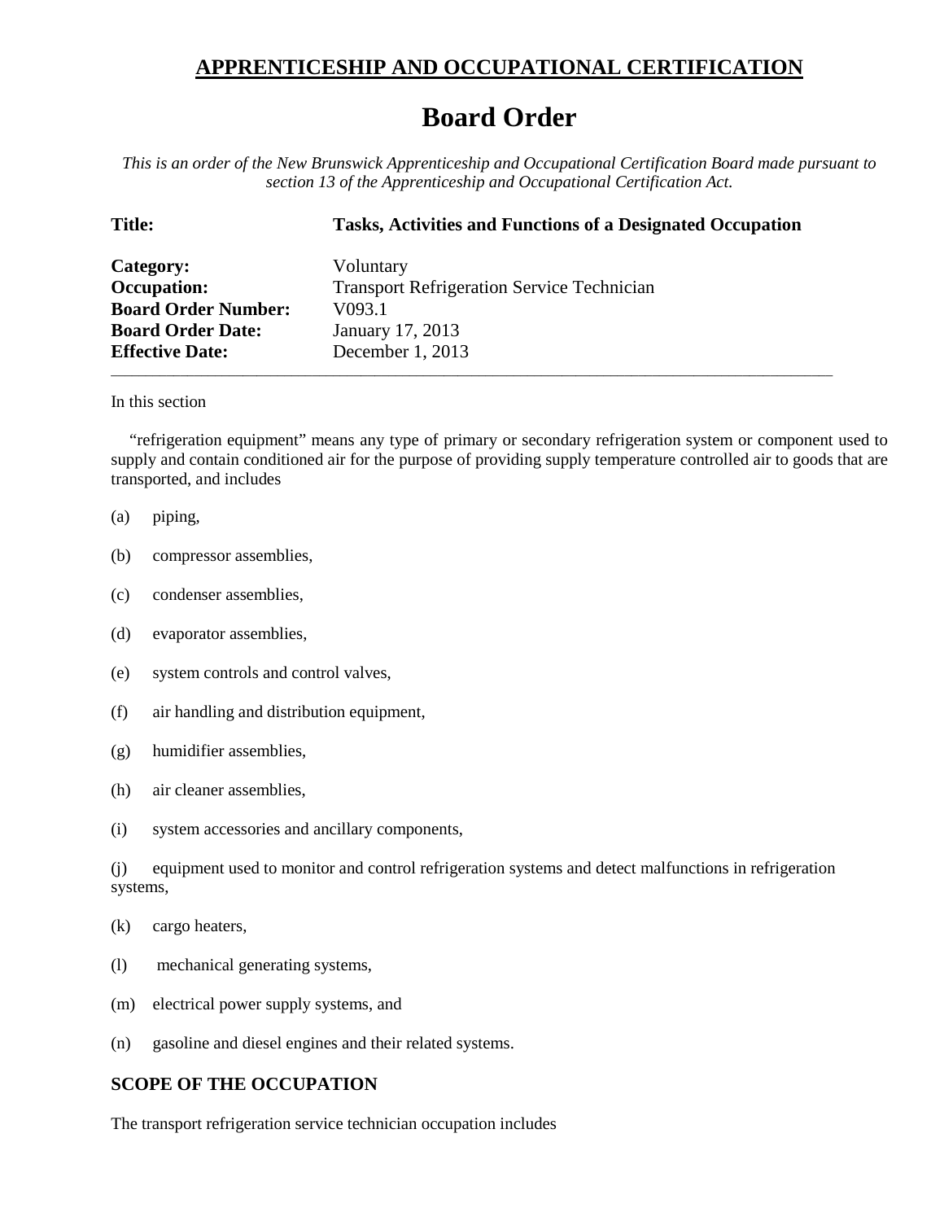## APPRENTICESHIP AND OCCUPATIONAL CERTIFICATION

# Board Order

*This is an order of the New Brunswick Apprenticeship and Occupational Certification Board made pursuant to section 13 of the Apprenticeship and Occupational Certification Act.*

**Title:** **Tasks, Activities and Functions of a Designated Occupation**

**Category:** Voluntary
**Occupation:** Transport Refrigeration Service Technician
**Board Order Number:** V093.1
**Board Order Date:** January 17, 2013
**Effective Date:** December 1, 2013

---

In this section

"refrigeration equipment" means any type of primary or secondary refrigeration system or component used to supply and contain conditioned air for the purpose of providing supply temperature controlled air to goods that are transported, and includes

(a) piping,

(b) compressor assemblies,

(c) condenser assemblies,

(d) evaporator assemblies,

(e) system controls and control valves,

(f) air handling and distribution equipment,

(g) humidifier assemblies,

(h) air cleaner assemblies,

(i) system accessories and ancillary components,

(j) equipment used to monitor and control refrigeration systems and detect malfunctions in refrigeration systems,

(k) cargo heaters,

(l) mechanical generating systems,

(m) electrical power supply systems, and

(n) gasoline and diesel engines and their related systems.

### SCOPE OF THE OCCUPATION

The transport refrigeration service technician occupation includes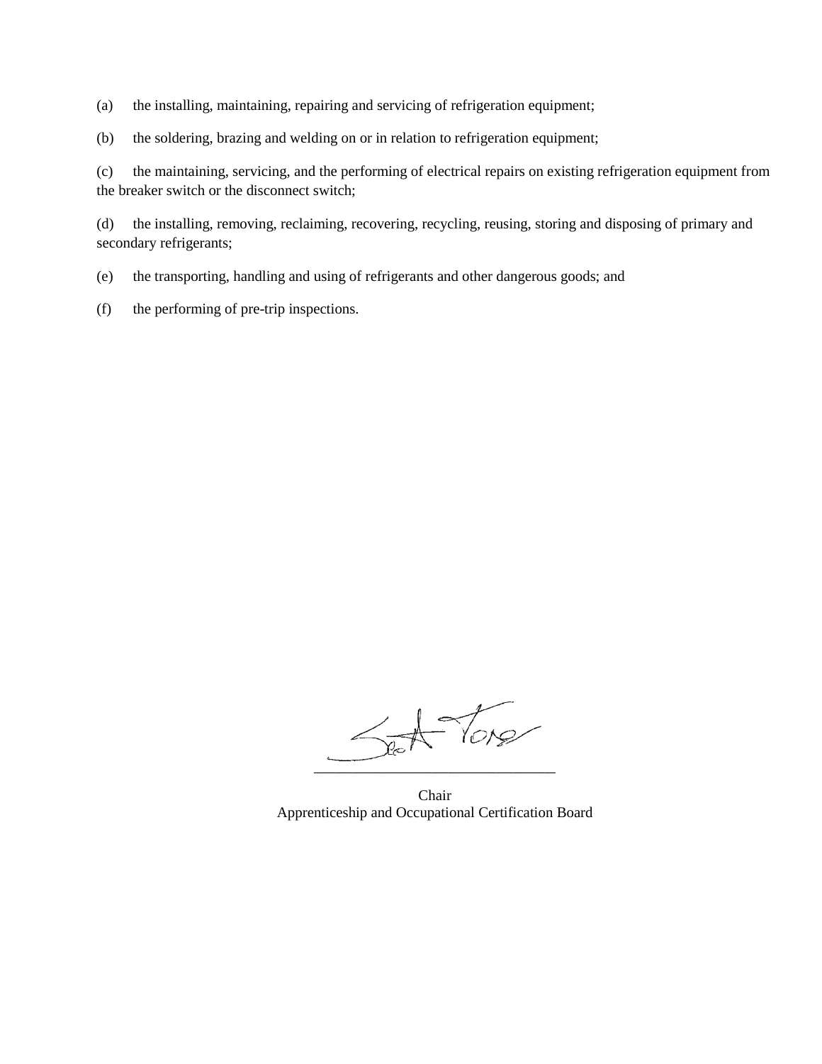(a) the installing, maintaining, repairing and servicing of refrigeration equipment;

(b) the soldering, brazing and welding on or in relation to refrigeration equipment;

(c) the maintaining, servicing, and the performing of electrical repairs on existing refrigeration equipment from the breaker switch or the disconnect switch;

(d) the installing, removing, reclaiming, recovering, recycling, reusing, storing and disposing of primary and secondary refrigerants;

(e) the transporting, handling and using of refrigerants and other dangerous goods; and

(f) the performing of pre-trip inspections.

\_\_\_\_\_\_\_\_\_\_\_\_\_\_\_\_\_\_\_\_\_\_\_\_\_\_\_\_\_\_\_\_

Chair
Apprenticeship and Occupational Certification Board